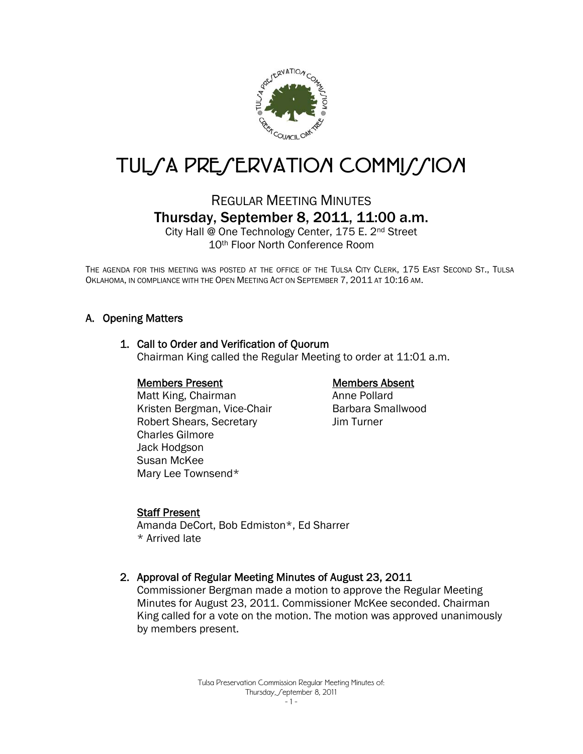# TULSA PRESERVATION COMMISSION

## REGULAR MEETING MINUTES

## Thursday, September 8, 2011, 11:00 a.m.

City Hall @ One Technology Center, 175 E. 2nd Street
10th Floor North Conference Room

THE AGENDA FOR THIS MEETING WAS POSTED AT THE OFFICE OF THE TULSA CITY CLERK, 175 EAST SECOND ST., TULSA OKLAHOMA, IN COMPLIANCE WITH THE OPEN MEETING ACT ON SEPTEMBER 7, 2011 AT 10:16 AM.

### A. Opening Matters

#### 1. Call to Order and Verification of Quorum

Chairman King called the Regular Meeting to order at 11:01 a.m.

**Members Present**
Matt King, Chairman
Kristen Bergman, Vice-Chair
Robert Shears, Secretary
Charles Gilmore
Jack Hodgson
Susan McKee
Mary Lee Townsend*

**Members Absent**
Anne Pollard
Barbara Smallwood
Jim Turner

**Staff Present**
Amanda DeCort, Bob Edmiston*, Ed Sharrer
\* Arrived late

#### 2. Approval of Regular Meeting Minutes of August 23, 2011

Commissioner Bergman made a motion to approve the Regular Meeting Minutes for August 23, 2011. Commissioner McKee seconded. Chairman King called for a vote on the motion. The motion was approved unanimously by members present.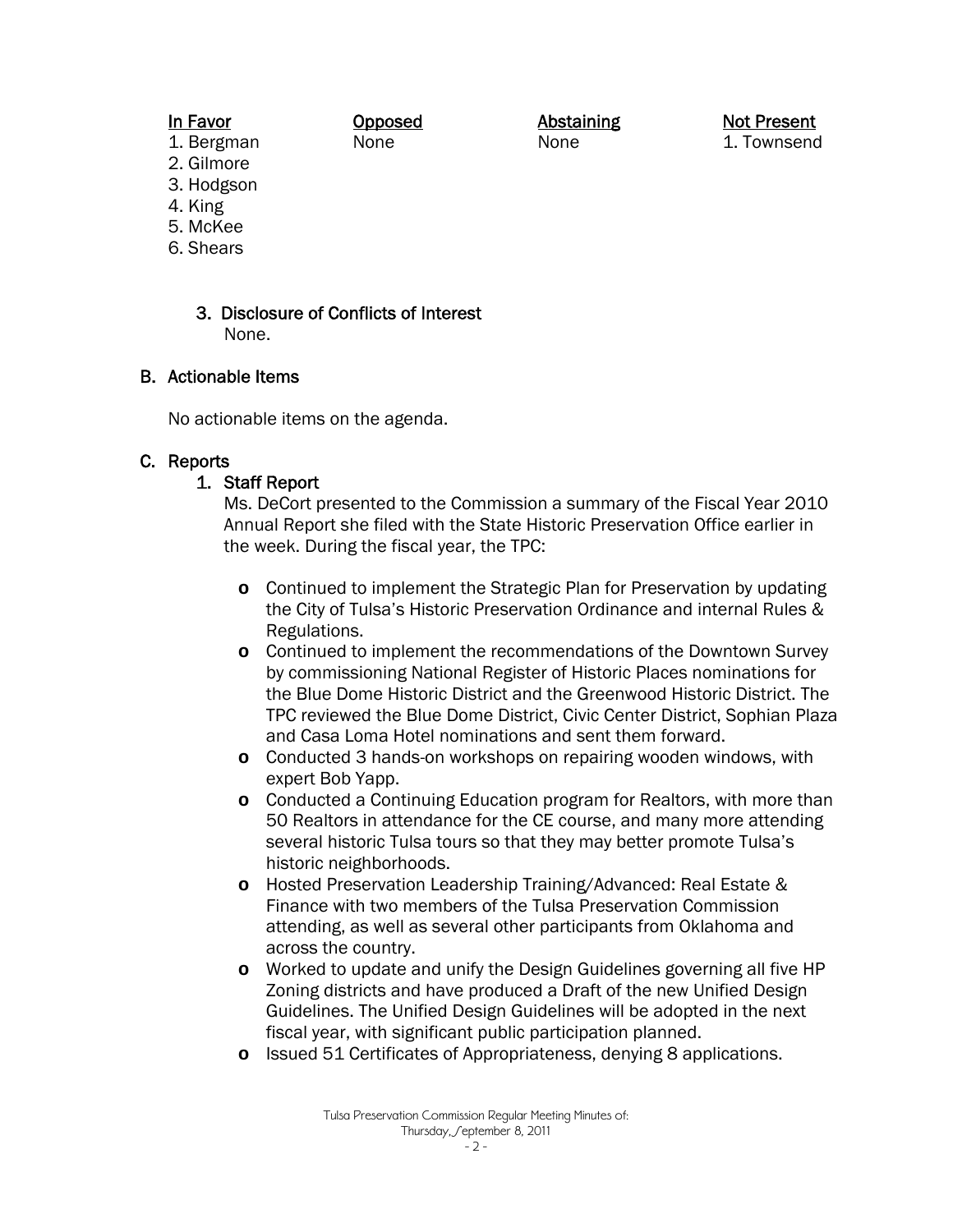| In Favor | Opposed | Abstaining | Not Present |
| --- | --- | --- | --- |
| 1. Bergman | None | None | 1. Townsend |
| 2. Gilmore | | | |
| 3. Hodgson | | | |
| 4. King | | | |
| 5. McKee | | | |
| 6. Shears | | | |

3. Disclosure of Conflicts of Interest
   None.

## B. Actionable Items

No actionable items on the agenda.

## C. Reports

### 1. Staff Report

Ms. DeCort presented to the Commission a summary of the Fiscal Year 2010 Annual Report she filed with the State Historic Preservation Office earlier in the week. During the fiscal year, the TPC:

- Continued to implement the Strategic Plan for Preservation by updating the City of Tulsa's Historic Preservation Ordinance and internal Rules & Regulations.
- Continued to implement the recommendations of the Downtown Survey by commissioning National Register of Historic Places nominations for the Blue Dome Historic District and the Greenwood Historic District. The TPC reviewed the Blue Dome District, Civic Center District, Sophian Plaza and Casa Loma Hotel nominations and sent them forward.
- Conducted 3 hands-on workshops on repairing wooden windows, with expert Bob Yapp.
- Conducted a Continuing Education program for Realtors, with more than 50 Realtors in attendance for the CE course, and many more attending several historic Tulsa tours so that they may better promote Tulsa's historic neighborhoods.
- Hosted Preservation Leadership Training/Advanced: Real Estate & Finance with two members of the Tulsa Preservation Commission attending, as well as several other participants from Oklahoma and across the country.
- Worked to update and unify the Design Guidelines governing all five HP Zoning districts and have produced a Draft of the new Unified Design Guidelines. The Unified Design Guidelines will be adopted in the next fiscal year, with significant public participation planned.
- Issued 51 Certificates of Appropriateness, denying 8 applications.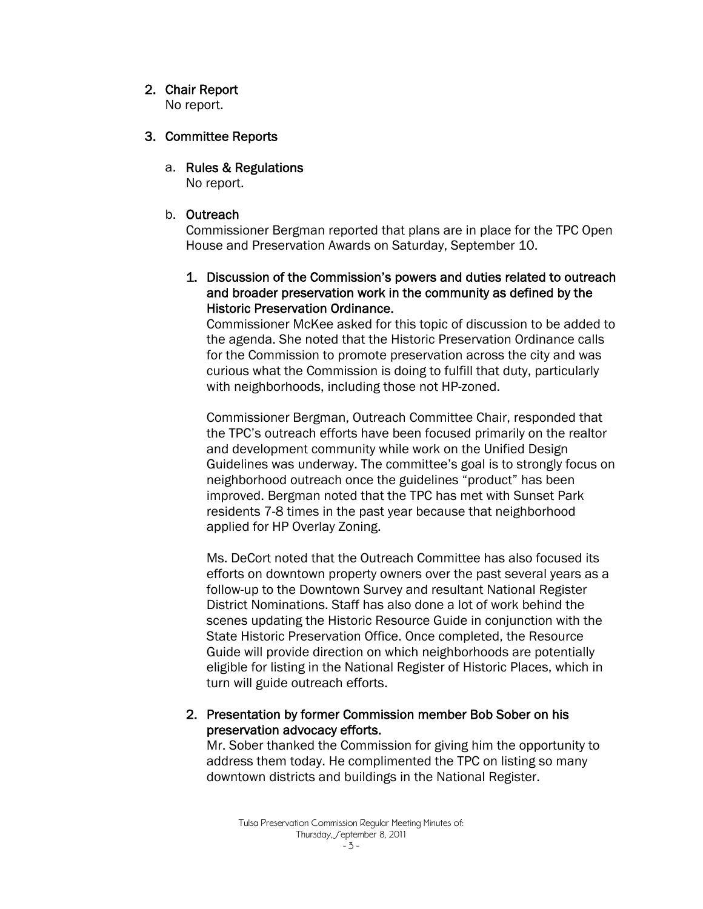2. **Chair Report**

   No report.

3. **Committee Reports**

   a. **Rules & Regulations**

      No report.

   b. **Outreach**

      Commissioner Bergman reported that plans are in place for the TPC Open House and Preservation Awards on Saturday, September 10.

      1. **Discussion of the Commission's powers and duties related to outreach and broader preservation work in the community as defined by the Historic Preservation Ordinance.**

         Commissioner McKee asked for this topic of discussion to be added to the agenda. She noted that the Historic Preservation Ordinance calls for the Commission to promote preservation across the city and was curious what the Commission is doing to fulfill that duty, particularly with neighborhoods, including those not HP-zoned.

         Commissioner Bergman, Outreach Committee Chair, responded that the TPC's outreach efforts have been focused primarily on the realtor and development community while work on the Unified Design Guidelines was underway. The committee's goal is to strongly focus on neighborhood outreach once the guidelines "product" has been improved. Bergman noted that the TPC has met with Sunset Park residents 7-8 times in the past year because that neighborhood applied for HP Overlay Zoning.

         Ms. DeCort noted that the Outreach Committee has also focused its efforts on downtown property owners over the past several years as a follow-up to the Downtown Survey and resultant National Register District Nominations. Staff has also done a lot of work behind the scenes updating the Historic Resource Guide in conjunction with the State Historic Preservation Office. Once completed, the Resource Guide will provide direction on which neighborhoods are potentially eligible for listing in the National Register of Historic Places, which in turn will guide outreach efforts.

      2. **Presentation by former Commission member Bob Sober on his preservation advocacy efforts.**

         Mr. Sober thanked the Commission for giving him the opportunity to address them today. He complimented the TPC on listing so many downtown districts and buildings in the National Register.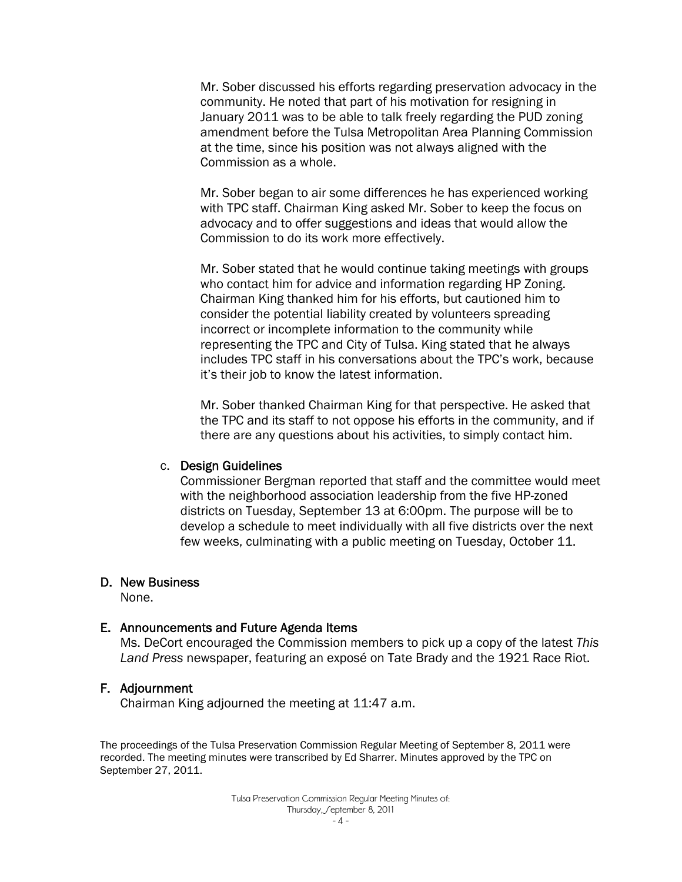Mr. Sober discussed his efforts regarding preservation advocacy in the community. He noted that part of his motivation for resigning in January 2011 was to be able to talk freely regarding the PUD zoning amendment before the Tulsa Metropolitan Area Planning Commission at the time, since his position was not always aligned with the Commission as a whole.

Mr. Sober began to air some differences he has experienced working with TPC staff. Chairman King asked Mr. Sober to keep the focus on advocacy and to offer suggestions and ideas that would allow the Commission to do its work more effectively.

Mr. Sober stated that he would continue taking meetings with groups who contact him for advice and information regarding HP Zoning. Chairman King thanked him for his efforts, but cautioned him to consider the potential liability created by volunteers spreading incorrect or incomplete information to the community while representing the TPC and City of Tulsa. King stated that he always includes TPC staff in his conversations about the TPC's work, because it's their job to know the latest information.

Mr. Sober thanked Chairman King for that perspective. He asked that the TPC and its staff to not oppose his efforts in the community, and if there are any questions about his activities, to simply contact him.

c. Design Guidelines

Commissioner Bergman reported that staff and the committee would meet with the neighborhood association leadership from the five HP-zoned districts on Tuesday, September 13 at 6:00pm. The purpose will be to develop a schedule to meet individually with all five districts over the next few weeks, culminating with a public meeting on Tuesday, October 11.

## D. New Business

None.

## E. Announcements and Future Agenda Items

Ms. DeCort encouraged the Commission members to pick up a copy of the latest *This Land Press* newspaper, featuring an exposé on Tate Brady and the 1921 Race Riot.

## F. Adjournment

Chairman King adjourned the meeting at 11:47 a.m.

The proceedings of the Tulsa Preservation Commission Regular Meeting of September 8, 2011 were recorded. The meeting minutes were transcribed by Ed Sharrer. Minutes approved by the TPC on September 27, 2011.